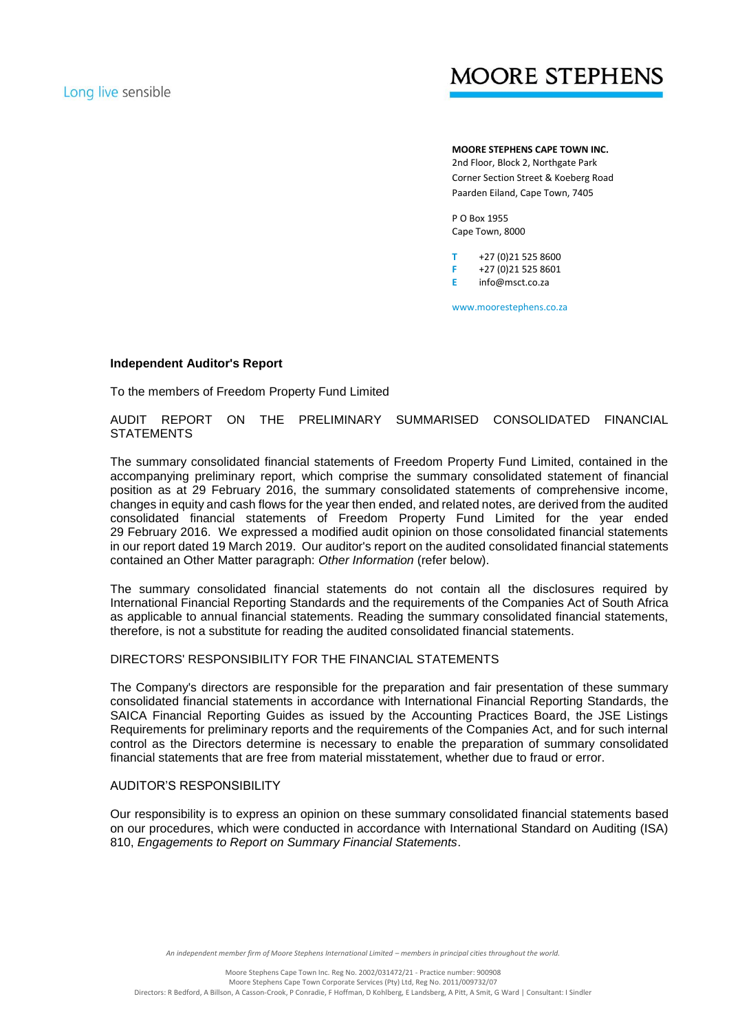Long live sensible

# MOORE STEPHENS

**MOORE STEPHENS CAPE TOWN INC.**
2nd Floor, Block 2, Northgate Park
Corner Section Street & Koeberg Road
Paarden Eiland, Cape Town, 7405

P O Box 1955
Cape Town, 8000

T +27 (0)21 525 8600
F +27 (0)21 525 8601
E info@msct.co.za

www.moorestephens.co.za

**Independent Auditor's Report**

To the members of Freedom Property Fund Limited

AUDIT REPORT ON THE PRELIMINARY SUMMARISED CONSOLIDATED FINANCIAL STATEMENTS

The summary consolidated financial statements of Freedom Property Fund Limited, contained in the accompanying preliminary report, which comprise the summary consolidated statement of financial position as at 29 February 2016, the summary consolidated statements of comprehensive income, changes in equity and cash flows for the year then ended, and related notes, are derived from the audited consolidated financial statements of Freedom Property Fund Limited for the year ended 29 February 2016. We expressed a modified audit opinion on those consolidated financial statements in our report dated 19 March 2019. Our auditor's report on the audited consolidated financial statements contained an Other Matter paragraph: *Other Information* (refer below).

The summary consolidated financial statements do not contain all the disclosures required by International Financial Reporting Standards and the requirements of the Companies Act of South Africa as applicable to annual financial statements. Reading the summary consolidated financial statements, therefore, is not a substitute for reading the audited consolidated financial statements.

DIRECTORS' RESPONSIBILITY FOR THE FINANCIAL STATEMENTS

The Company's directors are responsible for the preparation and fair presentation of these summary consolidated financial statements in accordance with International Financial Reporting Standards, the SAICA Financial Reporting Guides as issued by the Accounting Practices Board, the JSE Listings Requirements for preliminary reports and the requirements of the Companies Act, and for such internal control as the Directors determine is necessary to enable the preparation of summary consolidated financial statements that are free from material misstatement, whether due to fraud or error.

AUDITOR'S RESPONSIBILITY

Our responsibility is to express an opinion on these summary consolidated financial statements based on our procedures, which were conducted in accordance with International Standard on Auditing (ISA) 810, *Engagements to Report on Summary Financial Statements*.

*An independent member firm of Moore Stephens International Limited – members in principal cities throughout the world.*

Moore Stephens Cape Town Inc. Reg No. 2002/031472/21 - Practice number: 900908
Moore Stephens Cape Town Corporate Services (Pty) Ltd, Reg No. 2011/009732/07
Directors: R Bedford, A Billson, A Casson-Crook, P Conradie, F Hoffman, D Kohlberg, E Landsberg, A Pitt, A Smit, G Ward | Consultant: I Sindler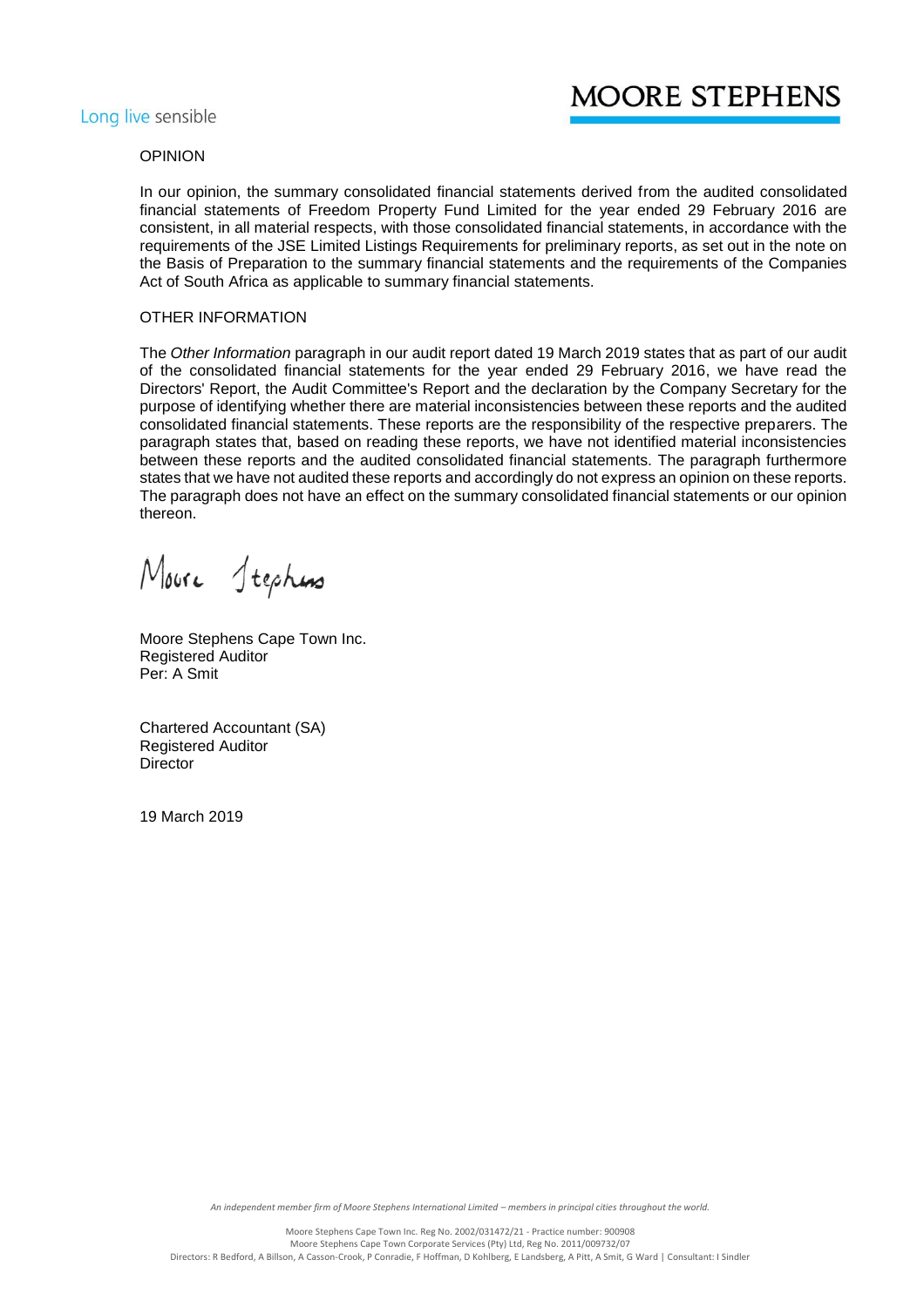OPINION

In our opinion, the summary consolidated financial statements derived from the audited consolidated financial statements of Freedom Property Fund Limited for the year ended 29 February 2016 are consistent, in all material respects, with those consolidated financial statements, in accordance with the requirements of the JSE Limited Listings Requirements for preliminary reports, as set out in the note on the Basis of Preparation to the summary financial statements and the requirements of the Companies Act of South Africa as applicable to summary financial statements.

OTHER INFORMATION

The *Other Information* paragraph in our audit report dated 19 March 2019 states that as part of our audit of the consolidated financial statements for the year ended 29 February 2016, we have read the Directors' Report, the Audit Committee's Report and the declaration by the Company Secretary for the purpose of identifying whether there are material inconsistencies between these reports and the audited consolidated financial statements. These reports are the responsibility of the respective preparers. The paragraph states that, based on reading these reports, we have not identified material inconsistencies between these reports and the audited consolidated financial statements. The paragraph furthermore states that we have not audited these reports and accordingly do not express an opinion on these reports. The paragraph does not have an effect on the summary consolidated financial statements or our opinion thereon.

Moore Stephens

Moore Stephens Cape Town Inc.
Registered Auditor
Per: A Smit

Chartered Accountant (SA)
Registered Auditor
Director

19 March 2019